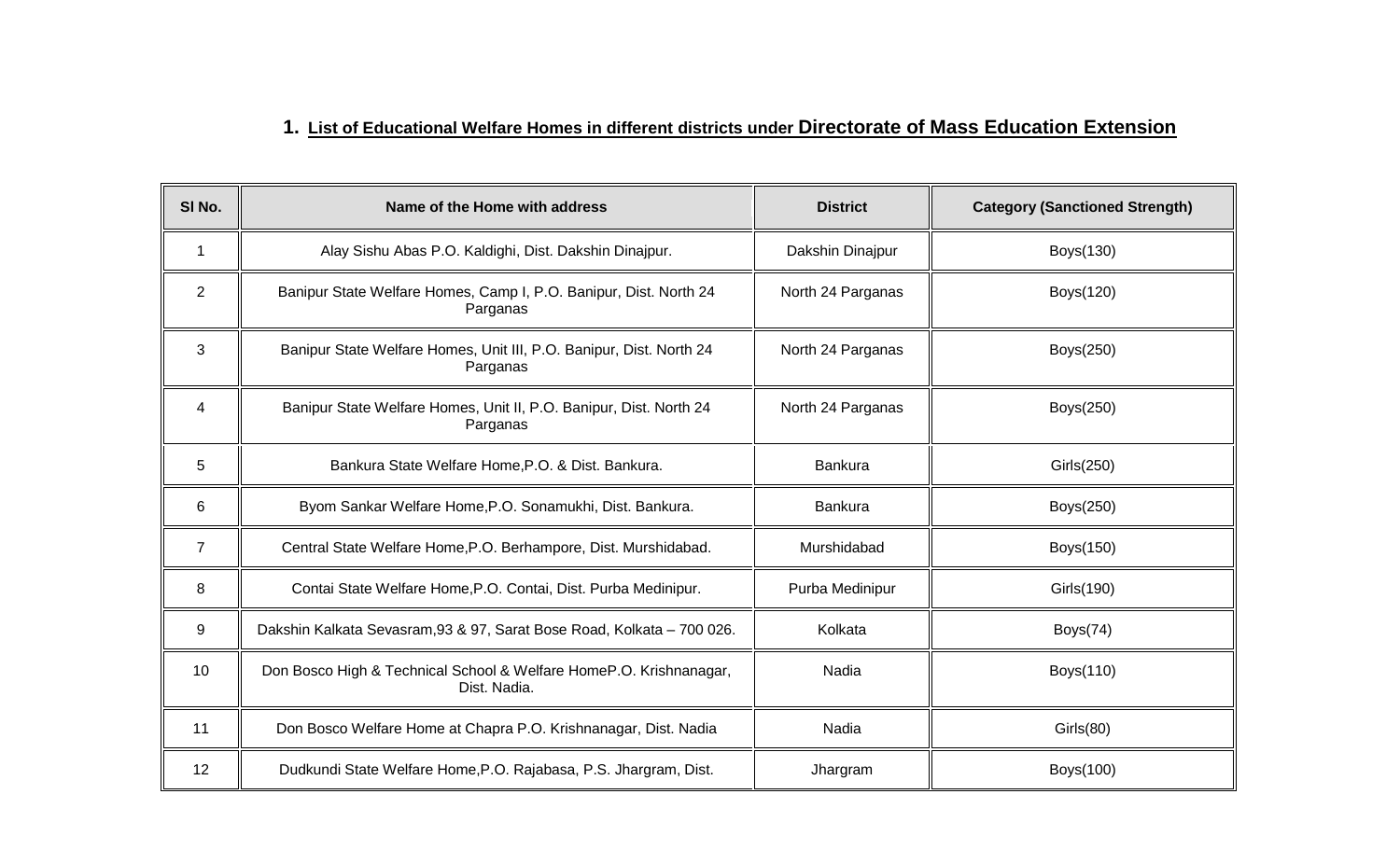## 1. List of Educational Welfare Homes in different districts under Directorate of Mass Education Extension

| Sl No. | Name of the Home with address | District | Category (Sanctioned Strength) |
|---|---|---|---|
| 1 | Alay Sishu Abas P.O. Kaldighi, Dist. Dakshin Dinajpur. | Dakshin Dinajpur | Boys(130) |
| 2 | Banipur State Welfare Homes, Camp I, P.O. Banipur, Dist. North 24 Parganas | North 24 Parganas | Boys(120) |
| 3 | Banipur State Welfare Homes, Unit III, P.O. Banipur, Dist. North 24 Parganas | North 24 Parganas | Boys(250) |
| 4 | Banipur State Welfare Homes, Unit II, P.O. Banipur, Dist. North 24 Parganas | North 24 Parganas | Boys(250) |
| 5 | Bankura State Welfare Home,P.O. & Dist. Bankura. | Bankura | Girls(250) |
| 6 | Byom Sankar Welfare Home,P.O. Sonamukhi, Dist. Bankura. | Bankura | Boys(250) |
| 7 | Central State Welfare Home,P.O. Berhampore, Dist. Murshidabad. | Murshidabad | Boys(150) |
| 8 | Contai State Welfare Home,P.O. Contai, Dist. Purba Medinipur. | Purba Medinipur | Girls(190) |
| 9 | Dakshin Kalkata Sevasram,93 & 97, Sarat Bose Road, Kolkata – 700 026. | Kolkata | Boys(74) |
| 10 | Don Bosco High & Technical School & Welfare HomeP.O. Krishnanagar, Dist. Nadia. | Nadia | Boys(110) |
| 11 | Don Bosco Welfare Home at Chapra P.O. Krishnanagar, Dist. Nadia | Nadia | Girls(80) |
| 12 | Dudkundi State Welfare Home,P.O. Rajabasa, P.S. Jhargram, Dist. | Jhargram | Boys(100) |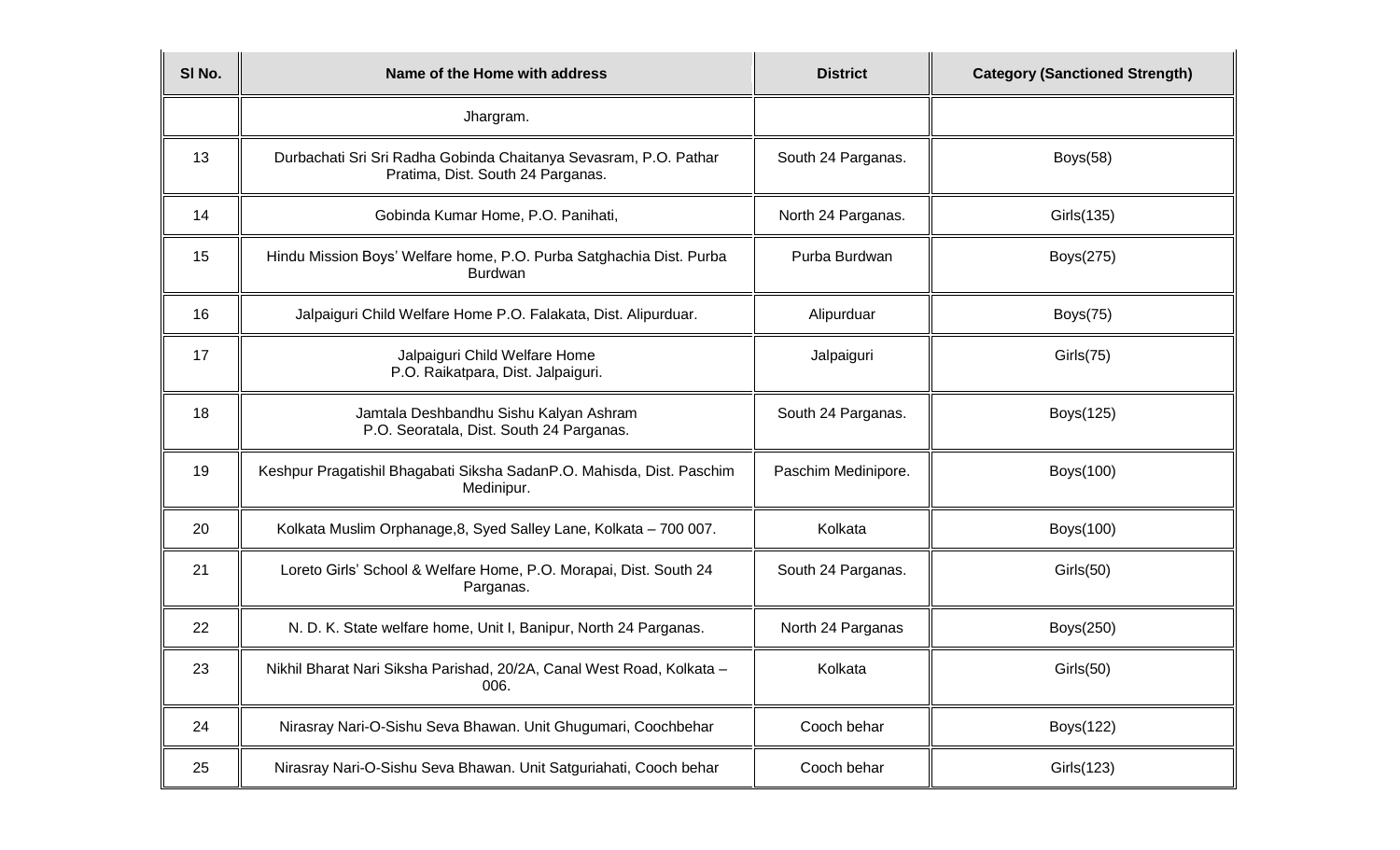| Sl No. | Name of the Home with address | District | Category (Sanctioned Strength) |
|---|---|---|---|
| | Jhargram. | | |
| 13 | Durbachati Sri Sri Radha Gobinda Chaitanya Sevasram, P.O. Pathar Pratima, Dist. South 24 Parganas. | South 24 Parganas. | Boys(58) |
| 14 | Gobinda Kumar Home, P.O. Panihati, | North 24 Parganas. | Girls(135) |
| 15 | Hindu Mission Boys' Welfare home, P.O. Purba Satghachia Dist. Purba Burdwan | Purba Burdwan | Boys(275) |
| 16 | Jalpaiguri Child Welfare Home P.O. Falakata, Dist. Alipurduar. | Alipurduar | Boys(75) |
| 17 | Jalpaiguri Child Welfare Home P.O. Raikatpara, Dist. Jalpaiguri. | Jalpaiguri | Girls(75) |
| 18 | Jamtala Deshbandhu Sishu Kalyan Ashram P.O. Seoratala, Dist. South 24 Parganas. | South 24 Parganas. | Boys(125) |
| 19 | Keshpur Pragatishil Bhagabati Siksha SadanP.O. Mahisda, Dist. Paschim Medinipur. | Paschim Medinipore. | Boys(100) |
| 20 | Kolkata Muslim Orphanage,8, Syed Salley Lane, Kolkata – 700 007. | Kolkata | Boys(100) |
| 21 | Loreto Girls' School & Welfare Home, P.O. Morapai, Dist. South 24 Parganas. | South 24 Parganas. | Girls(50) |
| 22 | N. D. K. State welfare home, Unit I, Banipur, North 24 Parganas. | North 24 Parganas | Boys(250) |
| 23 | Nikhil Bharat Nari Siksha Parishad, 20/2A, Canal West Road, Kolkata – 006. | Kolkata | Girls(50) |
| 24 | Nirasray Nari-O-Sishu Seva Bhawan. Unit Ghugumari, Coochbehar | Cooch behar | Boys(122) |
| 25 | Nirasray Nari-O-Sishu Seva Bhawan. Unit Satguriahati, Cooch behar | Cooch behar | Girls(123) |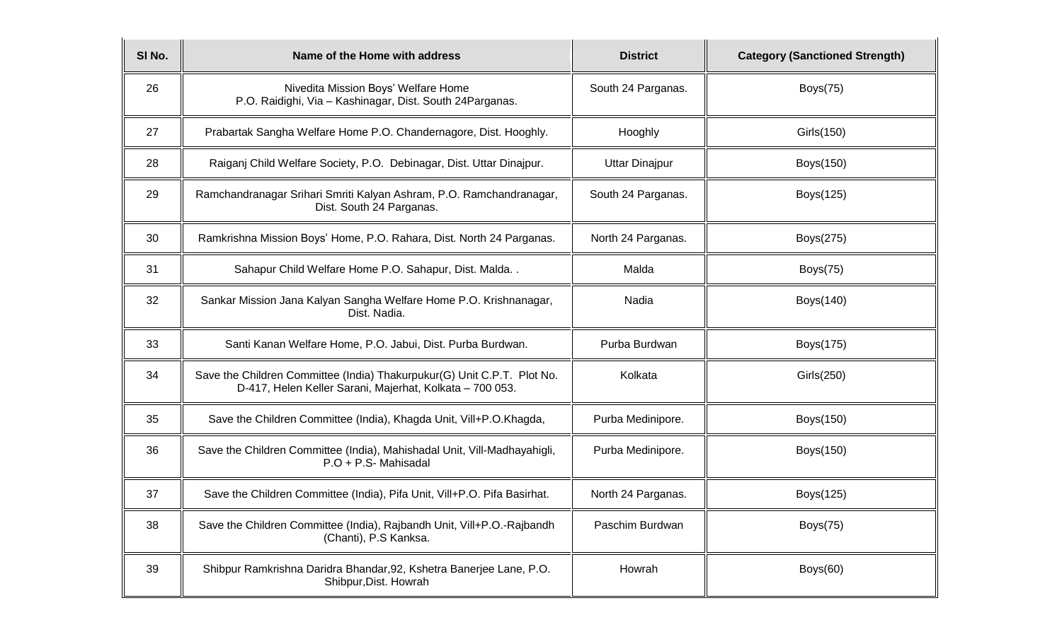| Sl No. | Name of the Home with address | District | Category (Sanctioned Strength) |
|---|---|---|---|
| 26 | Nivedita Mission Boys' Welfare Home P.O. Raidighi, Via – Kashinagar, Dist. South 24Parganas. | South 24 Parganas. | Boys(75) |
| 27 | Prabartak Sangha Welfare Home P.O. Chandernagore, Dist. Hooghly. | Hooghly | Girls(150) |
| 28 | Raiganj Child Welfare Society, P.O. Debinagar, Dist. Uttar Dinajpur. | Uttar Dinajpur | Boys(150) |
| 29 | Ramchandranagar Srihari Smriti Kalyan Ashram, P.O. Ramchandranagar, Dist. South 24 Parganas. | South 24 Parganas. | Boys(125) |
| 30 | Ramkrishna Mission Boys' Home, P.O. Rahara, Dist. North 24 Parganas. | North 24 Parganas. | Boys(275) |
| 31 | Sahapur Child Welfare Home P.O. Sahapur, Dist. Malda. . | Malda | Boys(75) |
| 32 | Sankar Mission Jana Kalyan Sangha Welfare Home P.O. Krishnanagar, Dist. Nadia. | Nadia | Boys(140) |
| 33 | Santi Kanan Welfare Home, P.O. Jabui, Dist. Purba Burdwan. | Purba Burdwan | Boys(175) |
| 34 | Save the Children Committee (India) Thakurpukur(G) Unit C.P.T. Plot No. D-417, Helen Keller Sarani, Majerhat, Kolkata – 700 053. | Kolkata | Girls(250) |
| 35 | Save the Children Committee (India), Khagda Unit, Vill+P.O.Khagda, | Purba Medinipore. | Boys(150) |
| 36 | Save the Children Committee (India), Mahishadal Unit, Vill-Madhayahigli, P.O + P.S- Mahisadal | Purba Medinipore. | Boys(150) |
| 37 | Save the Children Committee (India), Pifa Unit, Vill+P.O. Pifa Basirhat. | North 24 Parganas. | Boys(125) |
| 38 | Save the Children Committee (India), Rajbandh Unit, Vill+P.O.-Rajbandh (Chanti), P.S Kanksa. | Paschim Burdwan | Boys(75) |
| 39 | Shibpur Ramkrishna Daridra Bhandar,92, Kshetra Banerjee Lane, P.O. Shibpur,Dist. Howrah | Howrah | Boys(60) |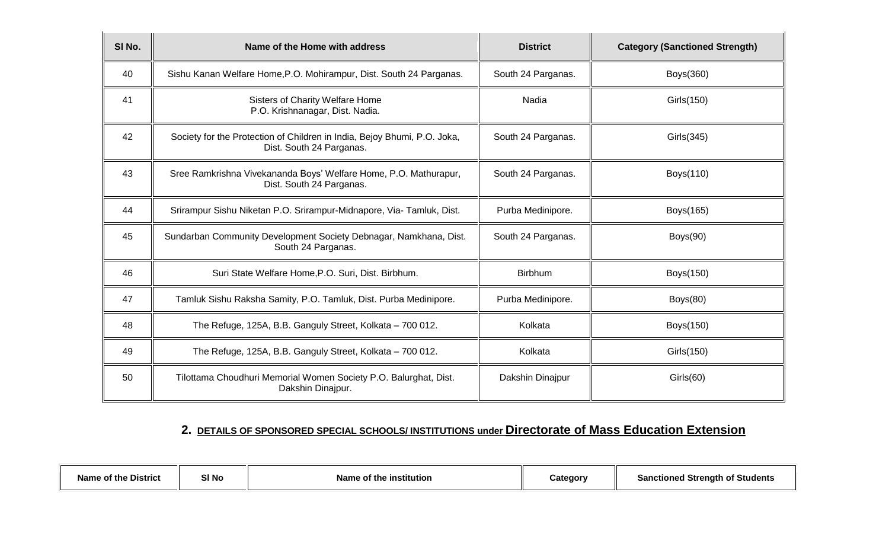| Sl No. | Name of the Home with address | District | Category (Sanctioned Strength) |
|---|---|---|---|
| 40 | Sishu Kanan Welfare Home,P.O. Mohirampur, Dist. South 24 Parganas. | South 24 Parganas. | Boys(360) |
| 41 | Sisters of Charity Welfare Home P.O. Krishnanagar, Dist. Nadia. | Nadia | Girls(150) |
| 42 | Society for the Protection of Children in India, Bejoy Bhumi, P.O. Joka, Dist. South 24 Parganas. | South 24 Parganas. | Girls(345) |
| 43 | Sree Ramkrishna Vivekananda Boys' Welfare Home, P.O. Mathurapur, Dist. South 24 Parganas. | South 24 Parganas. | Boys(110) |
| 44 | Srirampur Sishu Niketan P.O. Srirampur-Midnapore, Via- Tamluk, Dist. | Purba Medinipore. | Boys(165) |
| 45 | Sundarban Community Development Society Debnagar, Namkhana, Dist. South 24 Parganas. | South 24 Parganas. | Boys(90) |
| 46 | Suri State Welfare Home,P.O. Suri, Dist. Birbhum. | Birbhum | Boys(150) |
| 47 | Tamluk Sishu Raksha Samity, P.O. Tamluk, Dist. Purba Medinipore. | Purba Medinipore. | Boys(80) |
| 48 | The Refuge, 125A, B.B. Ganguly Street, Kolkata – 700 012. | Kolkata | Boys(150) |
| 49 | The Refuge, 125A, B.B. Ganguly Street, Kolkata – 700 012. | Kolkata | Girls(150) |
| 50 | Tilottama Choudhuri Memorial Women Society P.O. Balurghat, Dist. Dakshin Dinajpur. | Dakshin Dinajpur | Girls(60) |

## 2. DETAILS OF SPONSORED SPECIAL SCHOOLS/ INSTITUTIONS under Directorate of Mass Education Extension

| Name of the District | Sl No | Name of the institution | Category | Sanctioned Strength of Students |
|---|---|---|---|---|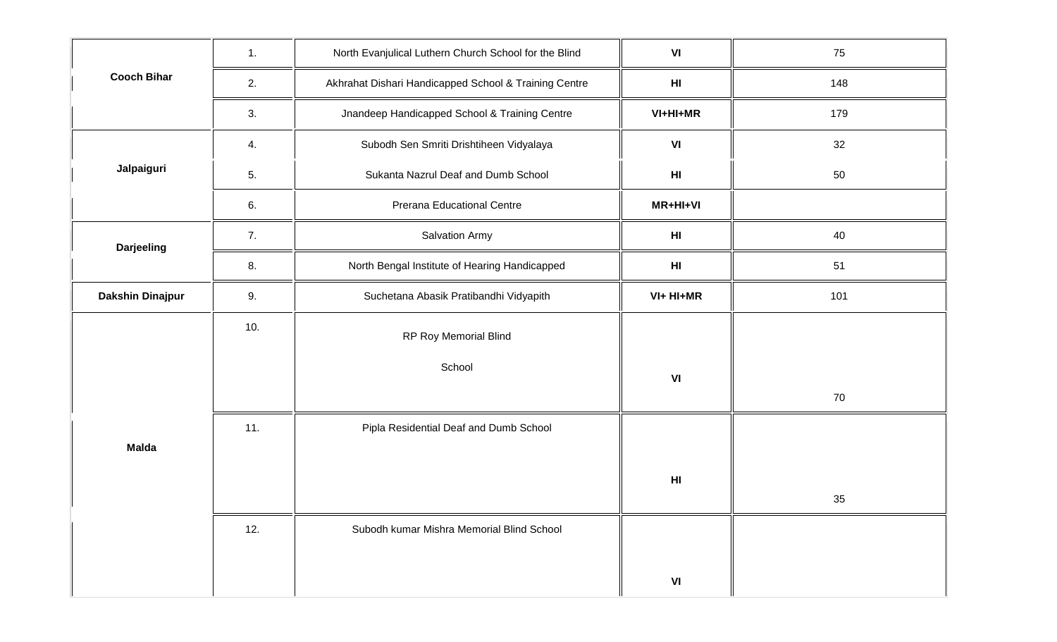| | | | | |
|---|---|---|---|---|
| **Cooch Bihar** | 1. | North Evanjulical Luthern Church School for the Blind | **VI** | 75 |
| | 2. | Akhrahat Dishari Handicapped School & Training Centre | **HI** | 148 |
| | 3. | Jnandeep Handicapped School & Training Centre | **VI+HI+MR** | 179 |
| **Jalpaiguri** | 4. | Subodh Sen Smriti Drishtiheen Vidyalaya | **VI** | 32 |
| | 5. | Sukanta Nazrul Deaf and Dumb School | **HI** | 50 |
| | 6. | Prerana Educational Centre | **MR+HI+VI** | |
| **Darjeeling** | 7. | Salvation Army | **HI** | 40 |
| | 8. | North Bengal Institute of Hearing Handicapped | **HI** | 51 |
| **Dakshin Dinajpur** | 9. | Suchetana Abasik Pratibandhi Vidyapith | **VI+ HI+MR** | 101 |
| **Malda** | 10. | RP Roy Memorial Blind School | **VI** | 70 |
| | 11. | Pipla Residential Deaf and Dumb School | **HI** | 35 |
| | 12. | Subodh kumar Mishra Memorial Blind School | **VI** | |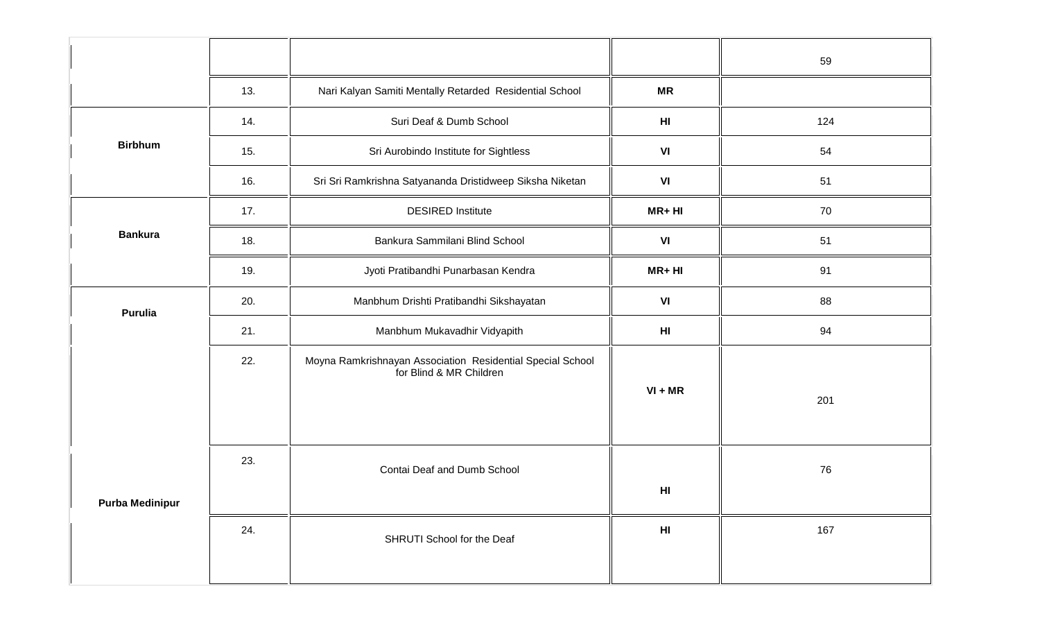| | | | | |
|---|---|---|---|---|
| | | | | 59 |
| | 13. | Nari Kalyan Samiti Mentally Retarded Residential School | **MR** | |
| **Birbhum** | 14. | Suri Deaf & Dumb School | **HI** | 124 |
| | 15. | Sri Aurobindo Institute for Sightless | **VI** | 54 |
| | 16. | Sri Sri Ramkrishna Satyananda Dristidweep Siksha Niketan | **VI** | 51 |
| **Bankura** | 17. | DESIRED Institute | **MR+ HI** | 70 |
| | 18. | Bankura Sammilani Blind School | **VI** | 51 |
| | 19. | Jyoti Pratibandhi Punarbasan Kendra | **MR+ HI** | 91 |
| **Purulia** | 20. | Manbhum Drishti Pratibandhi Sikshayatan | **VI** | 88 |
| | 21. | Manbhum Mukavadhir Vidyapith | **HI** | 94 |
| | 22. | Moyna Ramkrishnayan Association Residential Special School for Blind & MR Children | **VI + MR** | 201 |
| **Purba Medinipur** | 23. | Contai Deaf and Dumb School | **HI** | 76 |
| | 24. | SHRUTI School for the Deaf | **HI** | 167 |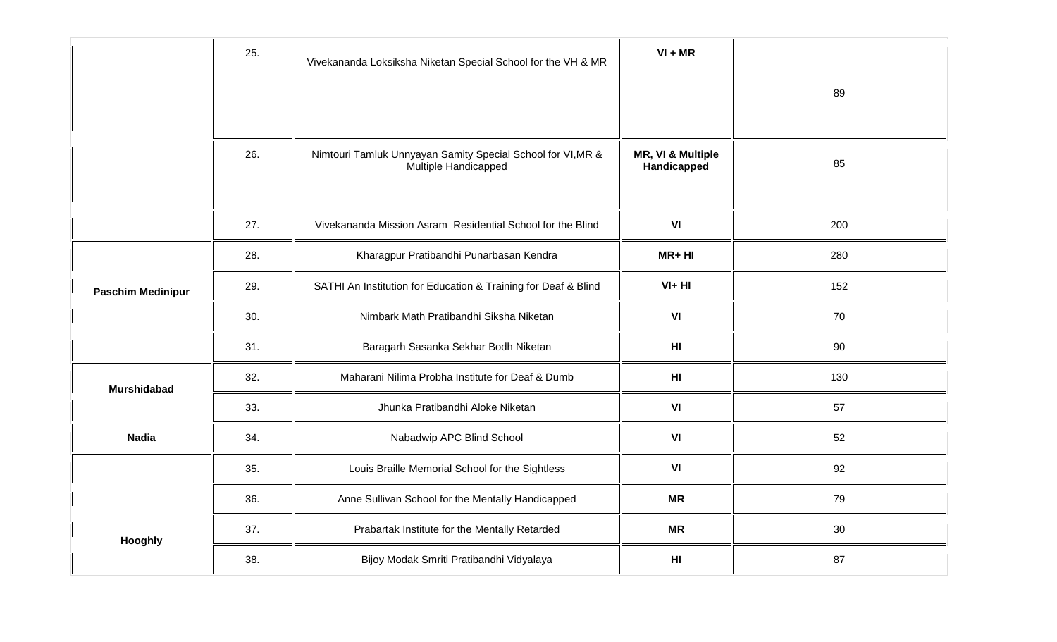| | | | | |
|---|---|---|---|---|
| | 25. | Vivekananda Loksiksha Niketan Special School for the VH & MR | **VI + MR** | 89 |
| | 26. | Nimtouri Tamluk Unnyayan Samity Special School for VI,MR & Multiple Handicapped | **MR, VI & Multiple Handicapped** | 85 |
| | 27. | Vivekananda Mission Asram Residential School for the Blind | **VI** | 200 |
| **Paschim Medinipur** | 28. | Kharagpur Pratibandhi Punarbasan Kendra | **MR+ HI** | 280 |
| | 29. | SATHI An Institution for Education & Training for Deaf & Blind | **VI+ HI** | 152 |
| | 30. | Nimbark Math Pratibandhi Siksha Niketan | **VI** | 70 |
| | 31. | Baragarh Sasanka Sekhar Bodh Niketan | **HI** | 90 |
| **Murshidabad** | 32. | Maharani Nilima Probha Institute for Deaf & Dumb | **HI** | 130 |
| | 33. | Jhunka Pratibandhi Aloke Niketan | **VI** | 57 |
| **Nadia** | 34. | Nabadwip APC Blind School | **VI** | 52 |
| **Hooghly** | 35. | Louis Braille Memorial School for the Sightless | **VI** | 92 |
| | 36. | Anne Sullivan School for the Mentally Handicapped | **MR** | 79 |
| | 37. | Prabartak Institute for the Mentally Retarded | **MR** | 30 |
| | 38. | Bijoy Modak Smriti Pratibandhi Vidyalaya | **HI** | 87 |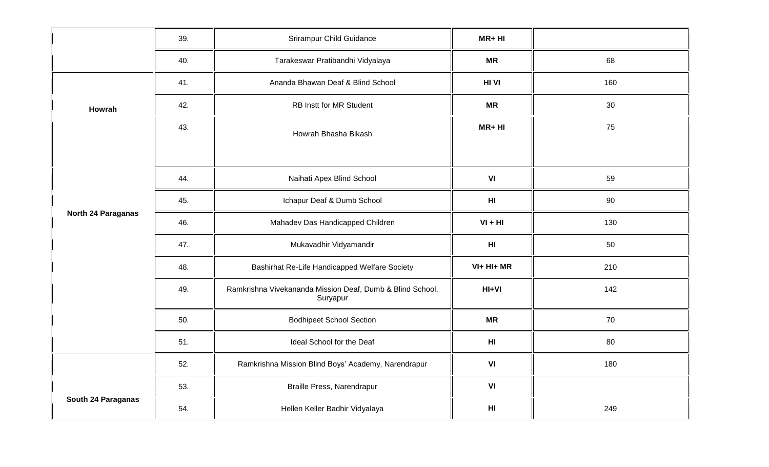| | | | | |
|---|---|---|---|---|
| | 39. | Srirampur Child Guidance | **MR+ HI** | |
| | 40. | Tarakeswar Pratibandhi Vidyalaya | **MR** | 68 |
| **Howrah** | 41. | Ananda Bhawan Deaf & Blind School | **HI VI** | 160 |
| | 42. | RB Instt for MR Student | **MR** | 30 |
| | 43. | Howrah Bhasha Bikash | **MR+ HI** | 75 |
| **North 24 Paraganas** | 44. | Naihati Apex Blind School | **VI** | 59 |
| | 45. | Ichapur Deaf & Dumb School | **HI** | 90 |
| | 46. | Mahadev Das Handicapped Children | **VI + HI** | 130 |
| | 47. | Mukavadhir Vidyamandir | **HI** | 50 |
| | 48. | Bashirhat Re-Life Handicapped Welfare Society | **VI+ HI+ MR** | 210 |
| | 49. | Ramkrishna Vivekananda Mission Deaf, Dumb & Blind School, Suryapur | **HI+VI** | 142 |
| | 50. | Bodhipeet School Section | **MR** | 70 |
| | 51. | Ideal School for the Deaf | **HI** | 80 |
| **South 24 Paraganas** | 52. | Ramkrishna Mission Blind Boys' Academy, Narendrapur | **VI** | 180 |
| | 53. | Braille Press, Narendrapur | **VI** | |
| | 54. | Hellen Keller Badhir Vidyalaya | **HI** | 249 |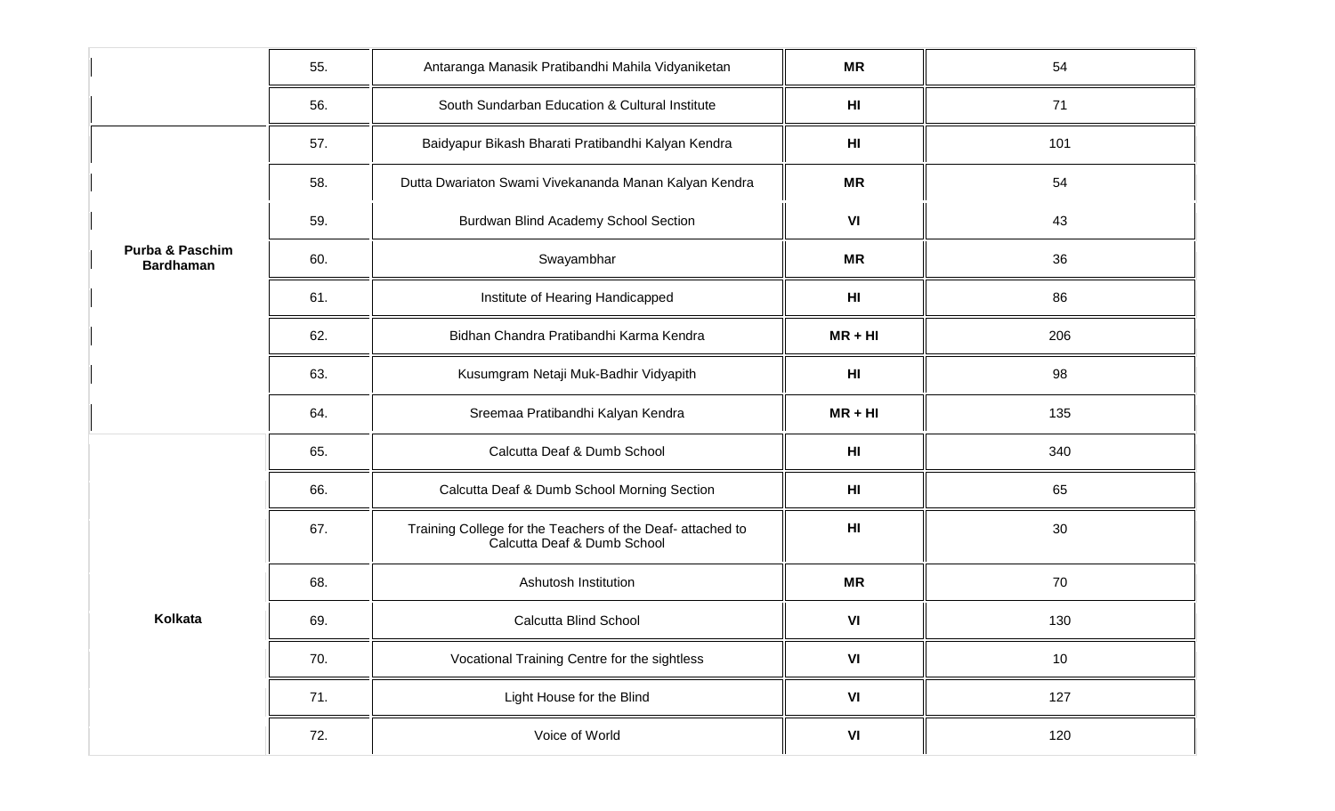| | | | | |
|---|---|---|---|---|
| | 55. | Antaranga Manasik Pratibandhi Mahila Vidyaniketan | **MR** | 54 |
| | 56. | South Sundarban Education & Cultural Institute | **HI** | 71 |
| **Purba & Paschim Bardhaman** | 57. | Baidyapur Bikash Bharati Pratibandhi Kalyan Kendra | **HI** | 101 |
| | 58. | Dutta Dwariaton Swami Vivekananda Manan Kalyan Kendra | **MR** | 54 |
| | 59. | Burdwan Blind Academy School Section | **VI** | 43 |
| | 60. | Swayambhar | **MR** | 36 |
| | 61. | Institute of Hearing Handicapped | **HI** | 86 |
| | 62. | Bidhan Chandra Pratibandhi Karma Kendra | **MR + HI** | 206 |
| | 63. | Kusumgram Netaji Muk-Badhir Vidyapith | **HI** | 98 |
| | 64. | Sreemaa Pratibandhi Kalyan Kendra | **MR + HI** | 135 |
| **Kolkata** | 65. | Calcutta Deaf & Dumb School | **HI** | 340 |
| | 66. | Calcutta Deaf & Dumb School Morning Section | **HI** | 65 |
| | 67. | Training College for the Teachers of the Deaf- attached to Calcutta Deaf & Dumb School | **HI** | 30 |
| | 68. | Ashutosh Institution | **MR** | 70 |
| | 69. | Calcutta Blind School | **VI** | 130 |
| | 70. | Vocational Training Centre for the sightless | **VI** | 10 |
| | 71. | Light House for the Blind | **VI** | 127 |
| | 72. | Voice of World | **VI** | 120 |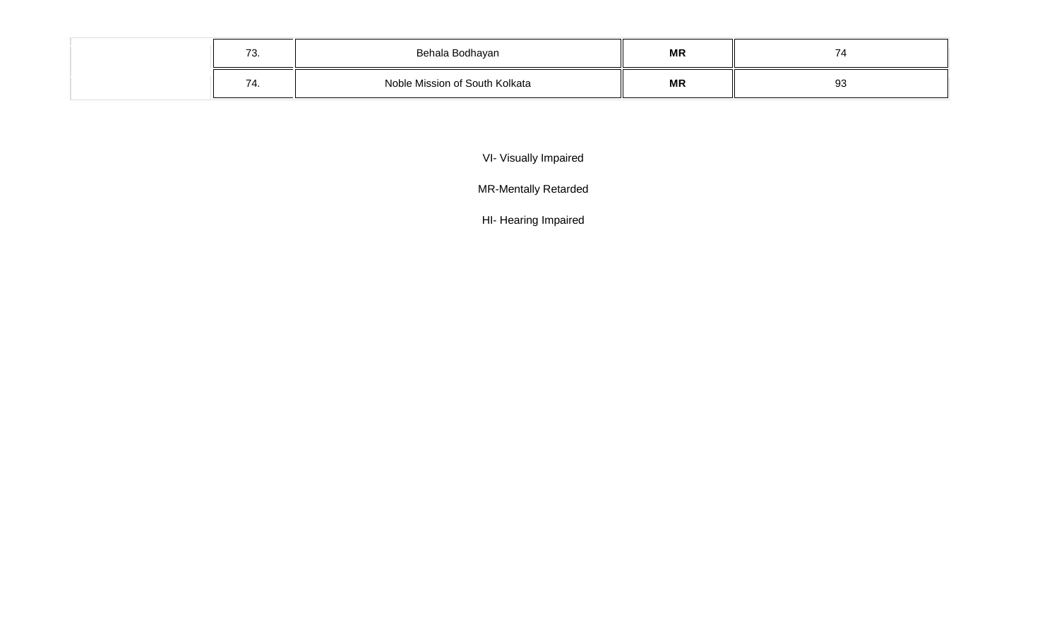| | | | | |
|---|---|---|---|---|
| | 73. | Behala Bodhayan | **MR** | 74 |
| | 74. | Noble Mission of South Kolkata | **MR** | 93 |

VI- Visually Impaired

MR-Mentally Retarded

HI- Hearing Impaired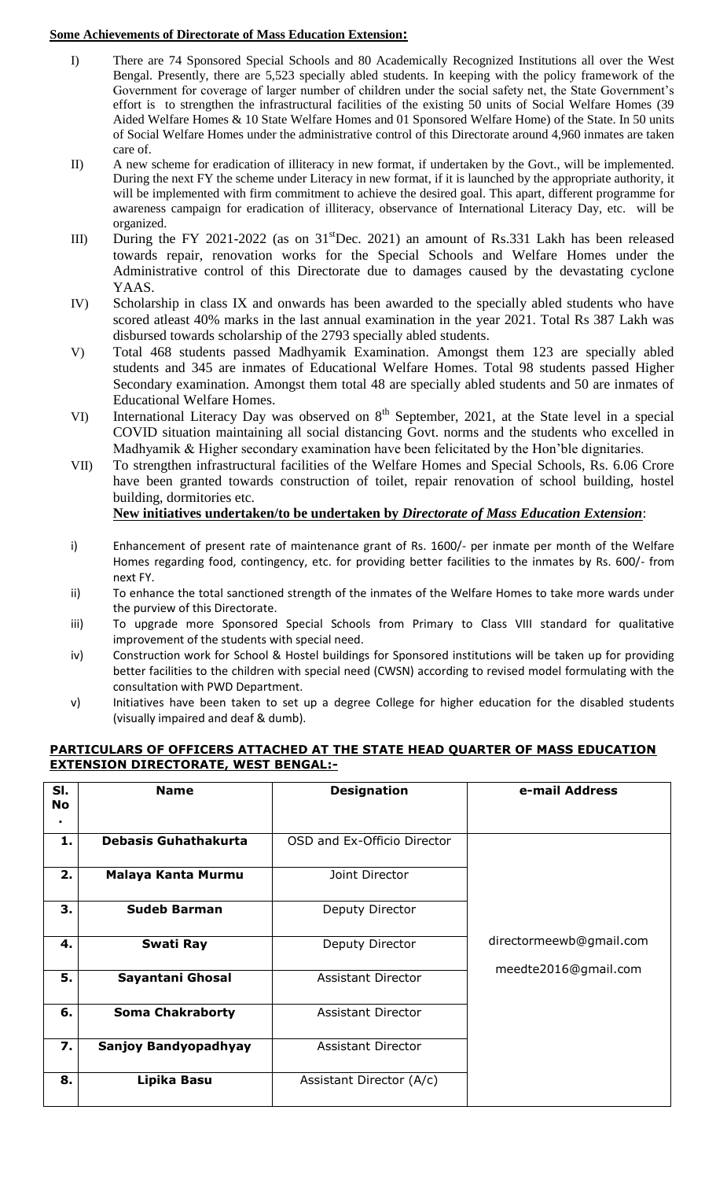**Some Achievements of Directorate of Mass Education Extension:**

I) There are 74 Sponsored Special Schools and 80 Academically Recognized Institutions all over the West Bengal. Presently, there are 5,523 specially abled students. In keeping with the policy framework of the Government for coverage of larger number of children under the social safety net, the State Government's effort is to strengthen the infrastructural facilities of the existing 50 units of Social Welfare Homes (39 Aided Welfare Homes & 10 State Welfare Homes and 01 Sponsored Welfare Home) of the State. In 50 units of Social Welfare Homes under the administrative control of this Directorate around 4,960 inmates are taken care of.

II) A new scheme for eradication of illiteracy in new format, if undertaken by the Govt., will be implemented. During the next FY the scheme under Literacy in new format, if it is launched by the appropriate authority, it will be implemented with firm commitment to achieve the desired goal. This apart, different programme for awareness campaign for eradication of illiteracy, observance of International Literacy Day, etc. will be organized.

III) During the FY 2021-2022 (as on 31st Dec. 2021) an amount of Rs.331 Lakh has been released towards repair, renovation works for the Special Schools and Welfare Homes under the Administrative control of this Directorate due to damages caused by the devastating cyclone YAAS.

IV) Scholarship in class IX and onwards has been awarded to the specially abled students who have scored atleast 40% marks in the last annual examination in the year 2021. Total Rs 387 Lakh was disbursed towards scholarship of the 2793 specially abled students.

V) Total 468 students passed Madhyamik Examination. Amongst them 123 are specially abled students and 345 are inmates of Educational Welfare Homes. Total 98 students passed Higher Secondary examination. Amongst them total 48 are specially abled students and 50 are inmates of Educational Welfare Homes.

VI) International Literacy Day was observed on 8th September, 2021, at the State level in a special COVID situation maintaining all social distancing Govt. norms and the students who excelled in Madhyamik & Higher secondary examination have been felicitated by the Hon'ble dignitaries.

VII) To strengthen infrastructural facilities of the Welfare Homes and Special Schools, Rs. 6.06 Crore have been granted towards construction of toilet, repair renovation of school building, hostel building, dormitories etc.

**New initiatives undertaken/to be undertaken by *Directorate of Mass Education Extension*:**

i) Enhancement of present rate of maintenance grant of Rs. 1600/- per inmate per month of the Welfare Homes regarding food, contingency, etc. for providing better facilities to the inmates by Rs. 600/- from next FY.

ii) To enhance the total sanctioned strength of the inmates of the Welfare Homes to take more wards under the purview of this Directorate.

iii) To upgrade more Sponsored Special Schools from Primary to Class VIII standard for qualitative improvement of the students with special need.

iv) Construction work for School & Hostel buildings for Sponsored institutions will be taken up for providing better facilities to the children with special need (CWSN) according to revised model formulating with the consultation with PWD Department.

v) Initiatives have been taken to set up a degree College for higher education for the disabled students (visually impaired and deaf & dumb).

**PARTICULARS OF OFFICERS ATTACHED AT THE STATE HEAD QUARTER OF MASS EDUCATION EXTENSION DIRECTORATE, WEST BENGAL:-**

| Sl. No. | Name | Designation | e-mail Address |
|---|---|---|---|
| 1. | **Debasis Guhathakurta** | OSD and Ex-Officio Director | directormeewb@gmail.com meedte2016@gmail.com |
| 2. | **Malaya Kanta Murmu** | Joint Director | |
| 3. | **Sudeb Barman** | Deputy Director | |
| 4. | **Swati Ray** | Deputy Director | |
| 5. | **Sayantani Ghosal** | Assistant Director | |
| 6. | **Soma Chakraborty** | Assistant Director | |
| 7. | **Sanjoy Bandyopadhyay** | Assistant Director | |
| 8. | **Lipika Basu** | Assistant Director (A/c) | |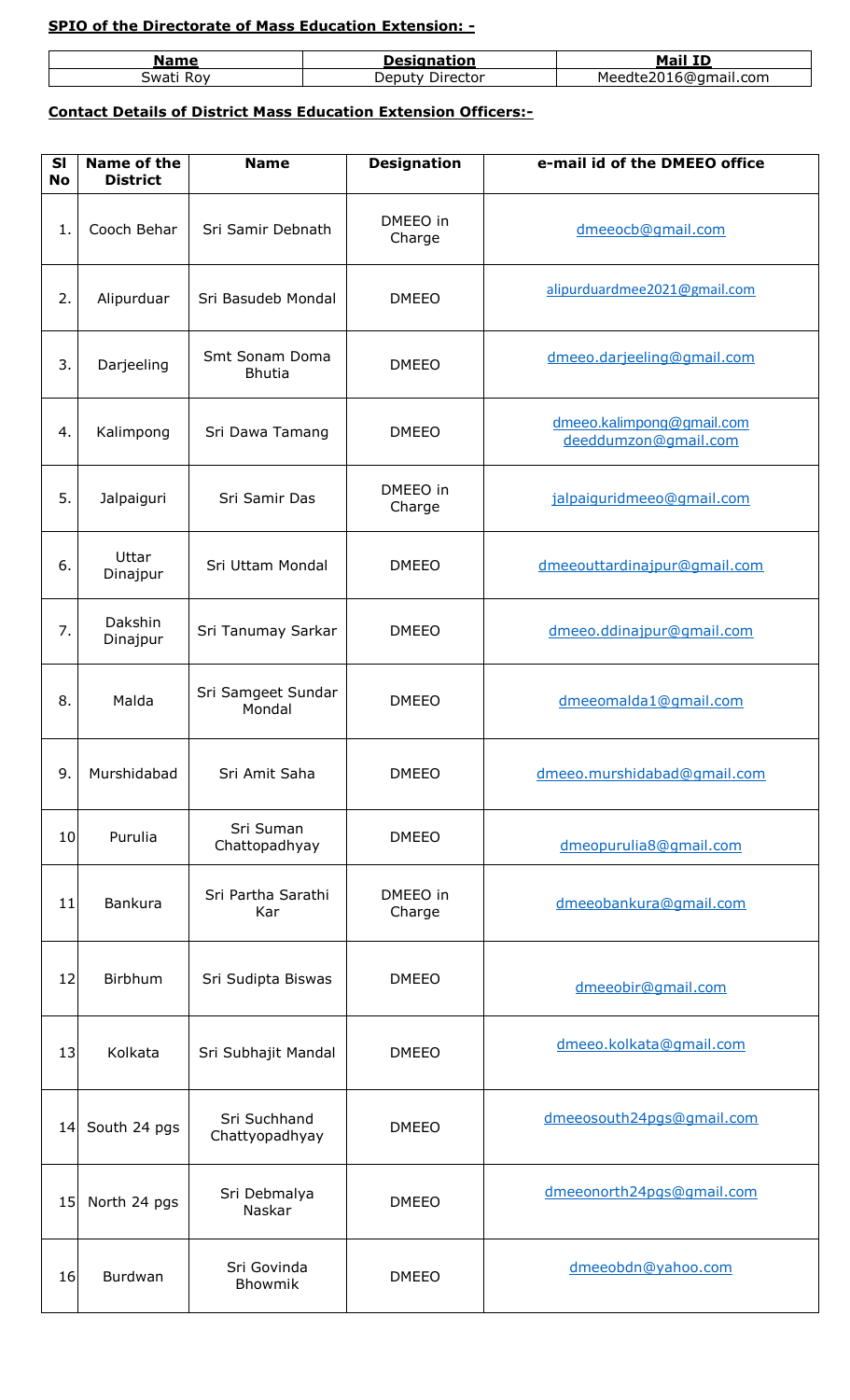**SPIO of the Directorate of Mass Education Extension: -**

| Name | Designation | Mail ID |
|---|---|---|
| Swati Roy | Deputy Director | Meedte2016@gmail.com |

**Contact Details of District Mass Education Extension Officers:-**

| Sl No | Name of the District | Name | Designation | e-mail id of the DMEEO office |
|---|---|---|---|---|
| 1. | Cooch Behar | Sri Samir Debnath | DMEEO in Charge | dmeeocb@gmail.com |
| 2. | Alipurduar | Sri Basudeb Mondal | DMEEO | alipurduardmee2021@gmail.com |
| 3. | Darjeeling | Smt Sonam Doma Bhutia | DMEEO | dmeeo.darjeeling@gmail.com |
| 4. | Kalimpong | Sri Dawa Tamang | DMEEO | dmeeo.kalimpong@gmail.com deeddumzon@gmail.com |
| 5. | Jalpaiguri | Sri Samir Das | DMEEO in Charge | jalpaiguridmeeo@gmail.com |
| 6. | Uttar Dinajpur | Sri Uttam Mondal | DMEEO | dmeeouttardinajpur@gmail.com |
| 7. | Dakshin Dinajpur | Sri Tanumay Sarkar | DMEEO | dmeeo.ddinajpur@gmail.com |
| 8. | Malda | Sri Samgeet Sundar Mondal | DMEEO | dmeeomalda1@gmail.com |
| 9. | Murshidabad | Sri Amit Saha | DMEEO | dmeeo.murshidabad@gmail.com |
| 10 | Purulia | Sri Suman Chattopadhyay | DMEEO | dmeopurulia8@gmail.com |
| 11 | Bankura | Sri Partha Sarathi Kar | DMEEO in Charge | dmeeobankura@gmail.com |
| 12 | Birbhum | Sri Sudipta Biswas | DMEEO | dmeeobir@gmail.com |
| 13 | Kolkata | Sri Subhajit Mandal | DMEEO | dmeeo.kolkata@gmail.com |
| 14 | South 24 pgs | Sri Suchhand Chattyopadhyay | DMEEO | dmeeosouth24pgs@gmail.com |
| 15 | North 24 pgs | Sri Debmalya Naskar | DMEEO | dmeeonorth24pgs@gmail.com |
| 16 | Burdwan | Sri Govinda Bhowmik | DMEEO | dmeeobdn@yahoo.com |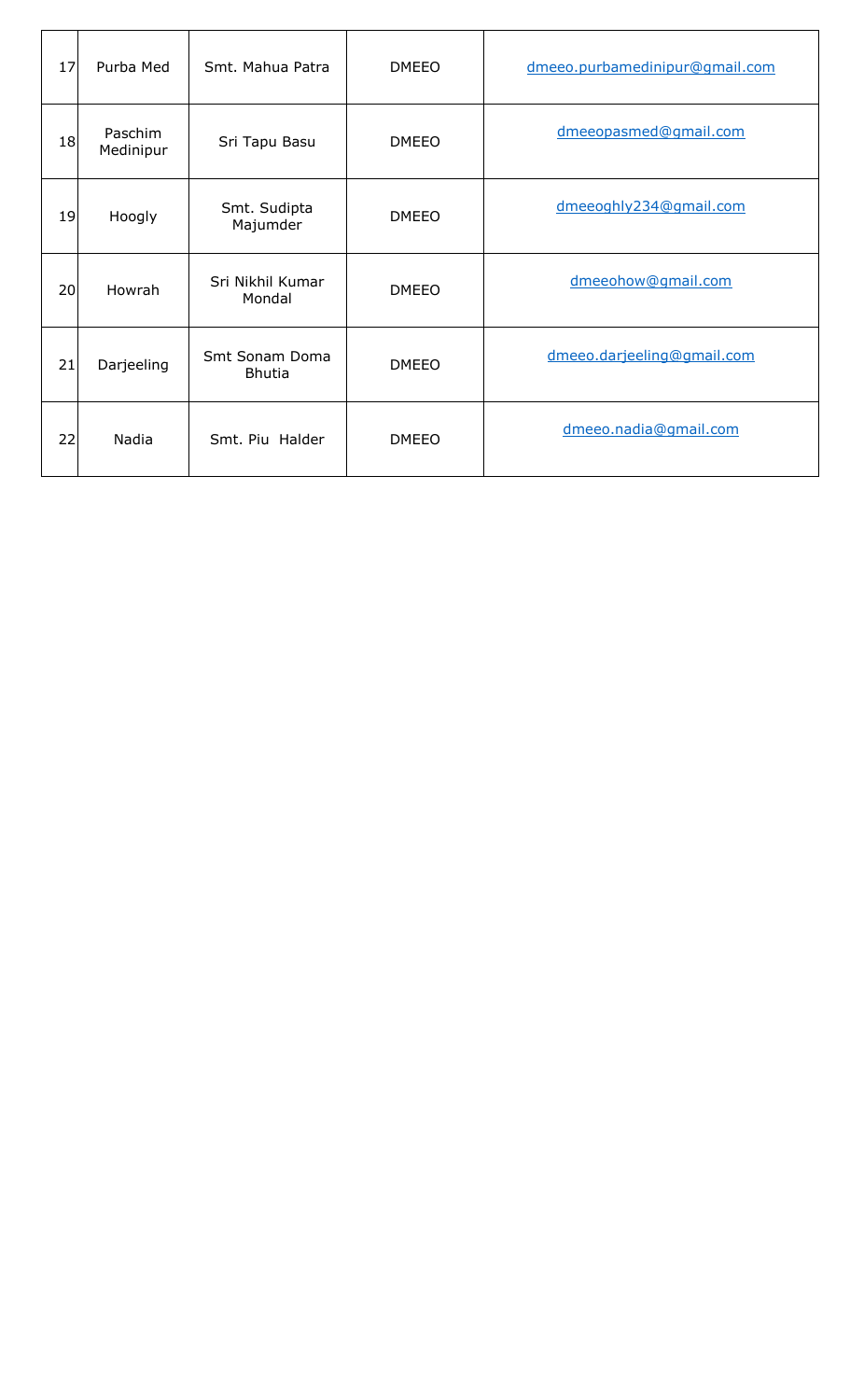| | | | | |
|---|---|---|---|---|
| 17 | Purba Med | Smt. Mahua Patra | DMEEO | dmeeo.purbamedinipur@gmail.com |
| 18 | Paschim Medinipur | Sri Tapu Basu | DMEEO | dmeeopasmed@gmail.com |
| 19 | Hoogly | Smt. Sudipta Majumder | DMEEO | dmeeoghly234@gmail.com |
| 20 | Howrah | Sri Nikhil Kumar Mondal | DMEEO | dmeeohow@gmail.com |
| 21 | Darjeeling | Smt Sonam Doma Bhutia | DMEEO | dmeeo.darjeeling@gmail.com |
| 22 | Nadia | Smt. Piu Halder | DMEEO | dmeeo.nadia@gmail.com |